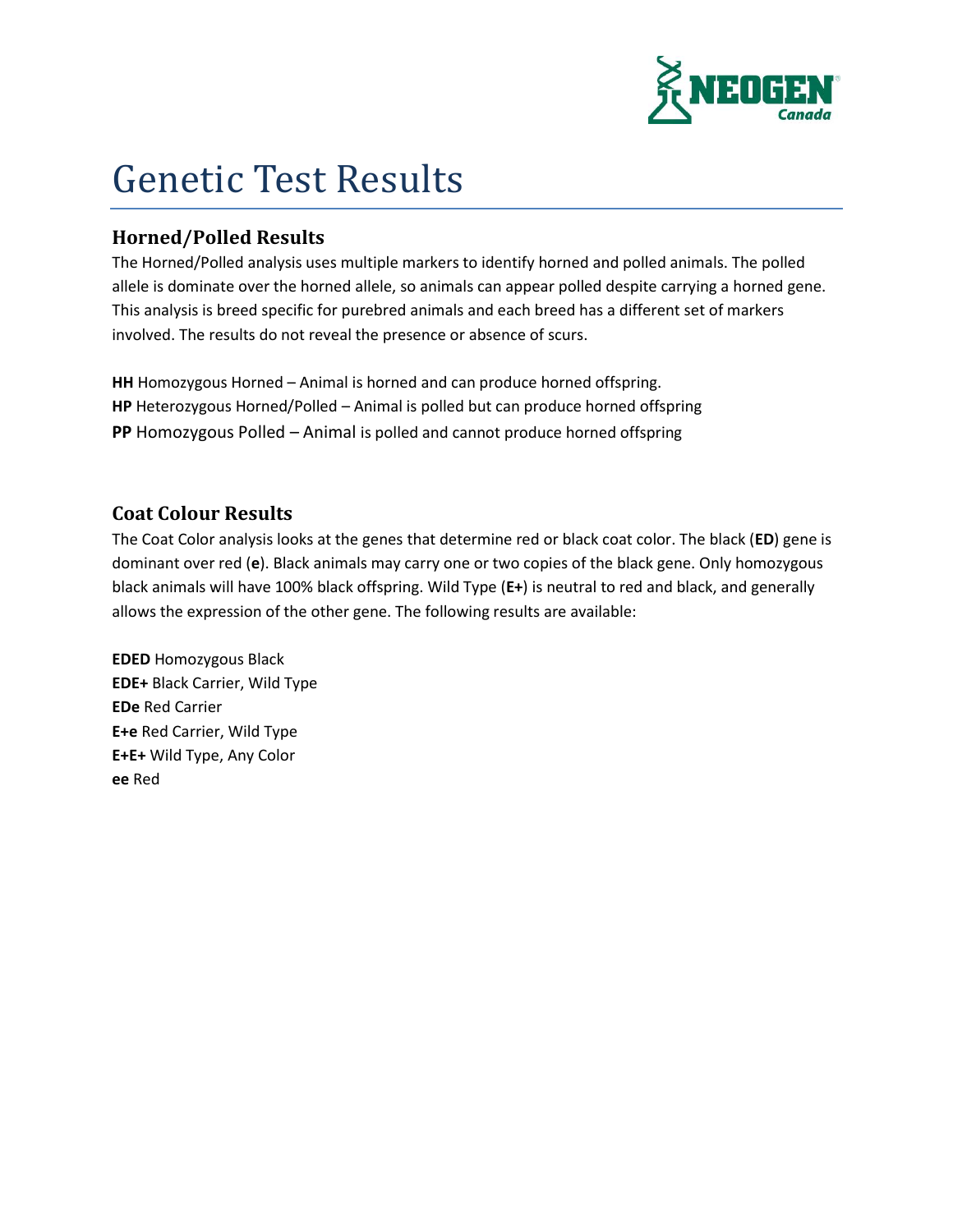# Genetic Test Results

## Horned/Polled Results

The Horned/Polled analysis uses multiple markers to identify horned and polled animals. The polled allele is dominate over the horned allele, so animals can appear polled despite carrying a horned gene. This analysis is breed specific for purebred animals and each breed has a different set of markers involved. The results do not reveal the presence or absence of scurs.

**HH** Homozygous Horned – Animal is horned and can produce horned offspring.
**HP** Heterozygous Horned/Polled – Animal is polled but can produce horned offspring
**PP** Homozygous Polled – Animal is polled and cannot produce horned offspring

## Coat Colour Results

The Coat Color analysis looks at the genes that determine red or black coat color. The black (**ED**) gene is dominant over red (**e**). Black animals may carry one or two copies of the black gene. Only homozygous black animals will have 100% black offspring. Wild Type (**E+**) is neutral to red and black, and generally allows the expression of the other gene. The following results are available:

**EDED** Homozygous Black
**EDE+** Black Carrier, Wild Type
**EDe** Red Carrier
**E+e** Red Carrier, Wild Type
**E+E+** Wild Type, Any Color
**ee** Red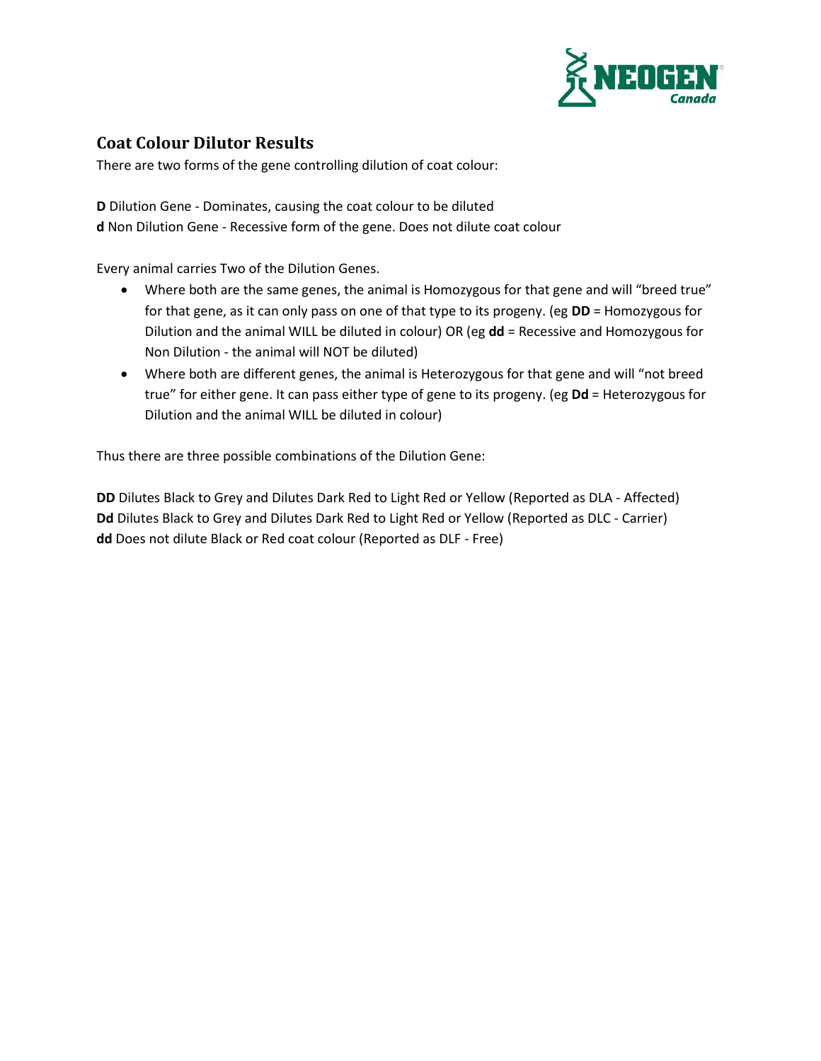## Coat Colour Dilutor Results

There are two forms of the gene controlling dilution of coat colour:

**D** Dilution Gene - Dominates, causing the coat colour to be diluted
**d** Non Dilution Gene - Recessive form of the gene. Does not dilute coat colour

Every animal carries Two of the Dilution Genes.

- Where both are the same genes, the animal is Homozygous for that gene and will "breed true" for that gene, as it can only pass on one of that type to its progeny. (eg **DD** = Homozygous for Dilution and the animal WILL be diluted in colour) OR (eg **dd** = Recessive and Homozygous for Non Dilution - the animal will NOT be diluted)
- Where both are different genes, the animal is Heterozygous for that gene and will "not breed true" for either gene. It can pass either type of gene to its progeny. (eg **Dd** = Heterozygous for Dilution and the animal WILL be diluted in colour)

Thus there are three possible combinations of the Dilution Gene:

**DD** Dilutes Black to Grey and Dilutes Dark Red to Light Red or Yellow (Reported as DLA - Affected)
**Dd** Dilutes Black to Grey and Dilutes Dark Red to Light Red or Yellow (Reported as DLC - Carrier)
**dd** Does not dilute Black or Red coat colour (Reported as DLF - Free)